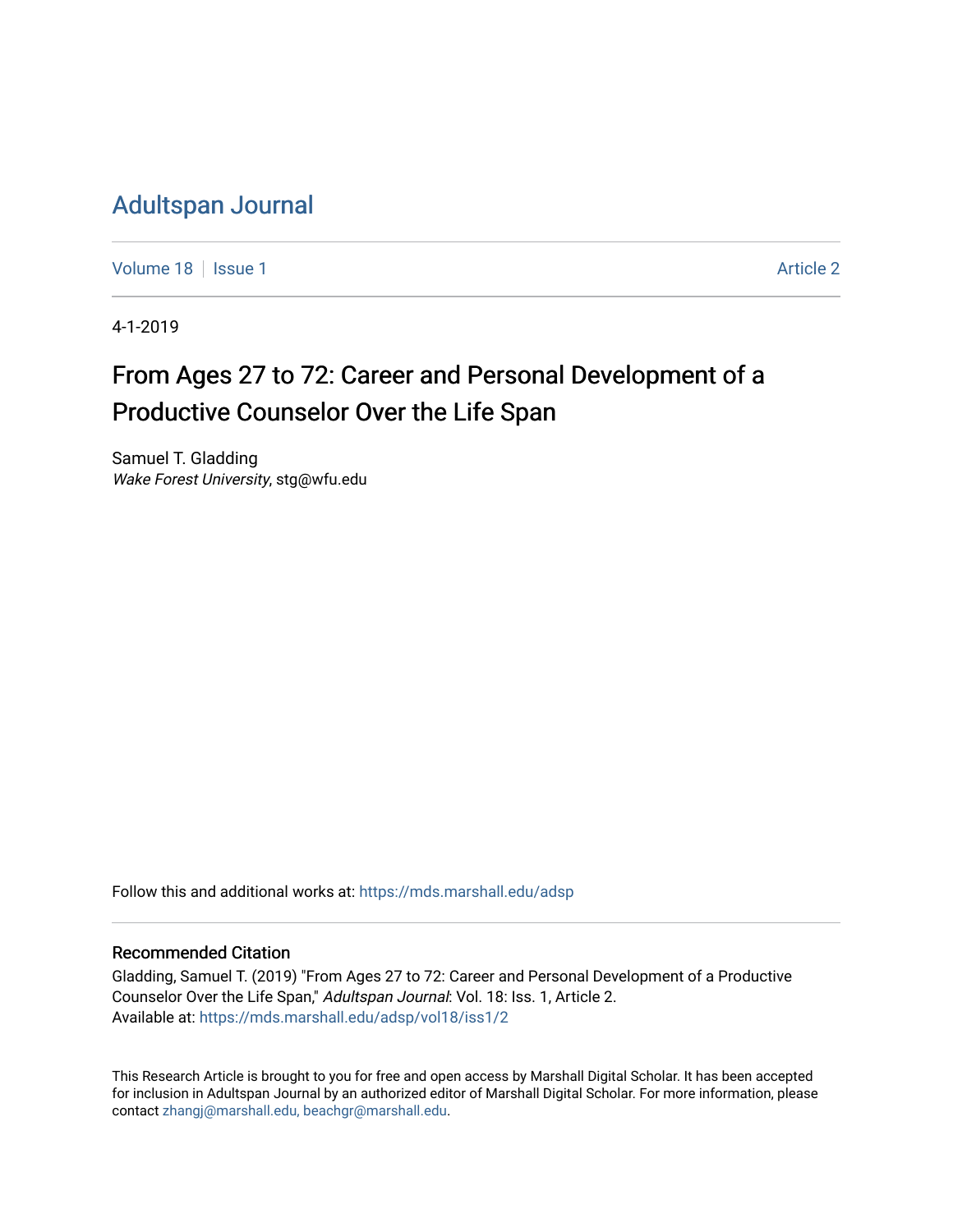# Adultspan Journal

Volume 18 | Issue 1 | Article 2

4-1-2019

## From Ages 27 to 72: Career and Personal Development of a Productive Counselor Over the Life Span

Samuel T. Gladding
*Wake Forest University*, stg@wfu.edu

Follow this and additional works at: https://mds.marshall.edu/adsp

### Recommended Citation

Gladding, Samuel T. (2019) "From Ages 27 to 72: Career and Personal Development of a Productive Counselor Over the Life Span," *Adultspan Journal*: Vol. 18: Iss. 1, Article 2.
Available at: https://mds.marshall.edu/adsp/vol18/iss1/2

This Research Article is brought to you for free and open access by Marshall Digital Scholar. It has been accepted for inclusion in Adultspan Journal by an authorized editor of Marshall Digital Scholar. For more information, please contact zhangj@marshall.edu, beachgr@marshall.edu.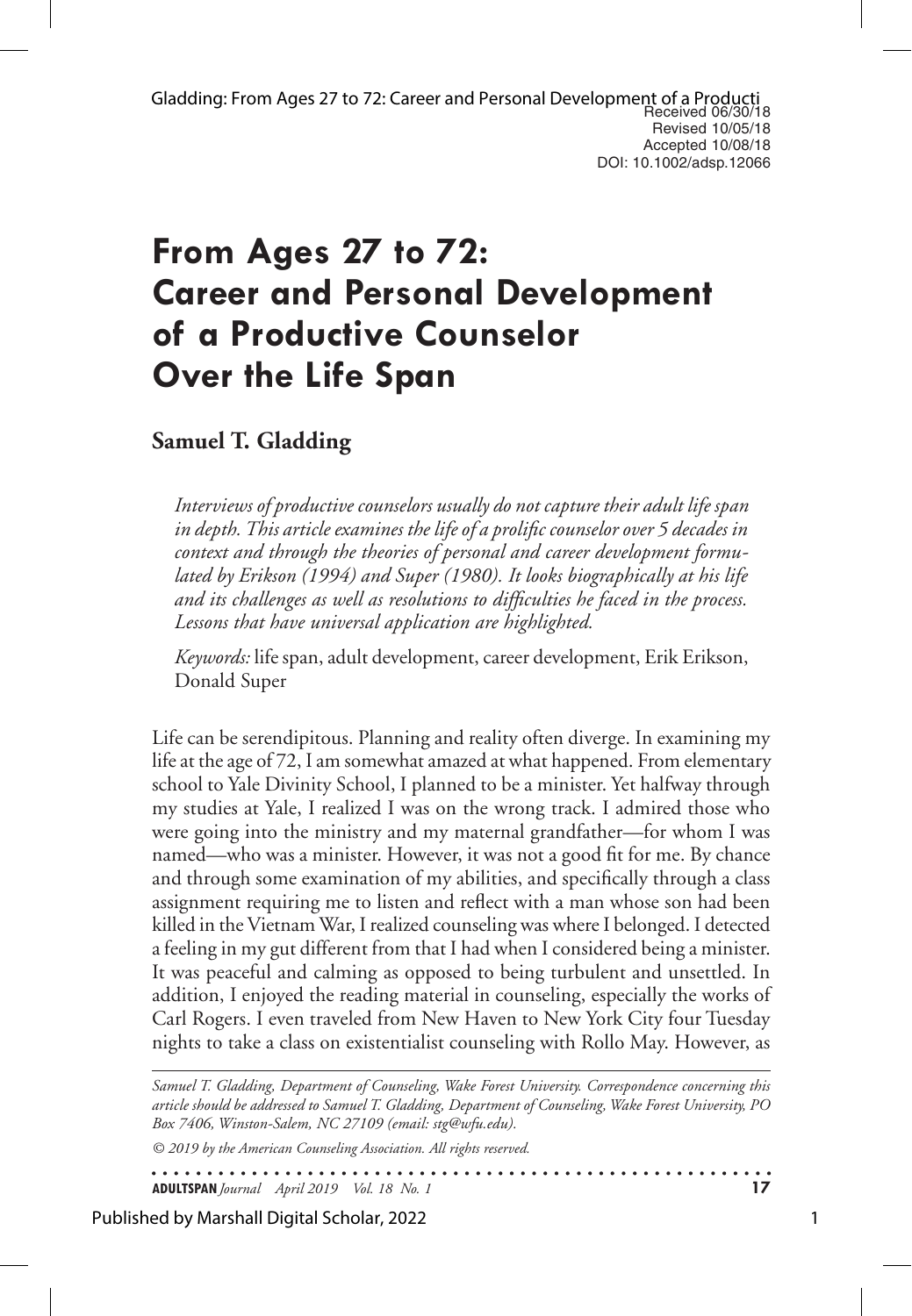Received 06/30/18
Revised 10/05/18
Accepted 10/08/18
DOI: 10.1002/adsp.12066

# From Ages 27 to 72: Career and Personal Development of a Productive Counselor Over the Life Span

**Samuel T. Gladding**

*Interviews of productive counselors usually do not capture their adult life span in depth. This article examines the life of a prolific counselor over 5 decades in context and through the theories of personal and career development formulated by Erikson (1994) and Super (1980). It looks biographically at his life and its challenges as well as resolutions to difficulties he faced in the process. Lessons that have universal application are highlighted.*

*Keywords:* life span, adult development, career development, Erik Erikson, Donald Super

Life can be serendipitous. Planning and reality often diverge. In examining my life at the age of 72, I am somewhat amazed at what happened. From elementary school to Yale Divinity School, I planned to be a minister. Yet halfway through my studies at Yale, I realized I was on the wrong track. I admired those who were going into the ministry and my maternal grandfather—for whom I was named—who was a minister. However, it was not a good fit for me. By chance and through some examination of my abilities, and specifically through a class assignment requiring me to listen and reflect with a man whose son had been killed in the Vietnam War, I realized counseling was where I belonged. I detected a feeling in my gut different from that I had when I considered being a minister. It was peaceful and calming as opposed to being turbulent and unsettled. In addition, I enjoyed the reading material in counseling, especially the works of Carl Rogers. I even traveled from New Haven to New York City four Tuesday nights to take a class on existentialist counseling with Rollo May. However, as

*Samuel T. Gladding, Department of Counseling, Wake Forest University. Correspondence concerning this article should be addressed to Samuel T. Gladding, Department of Counseling, Wake Forest University, PO Box 7406, Winston-Salem, NC 27109 (email: stg@wfu.edu).*

*© 2019 by the American Counseling Association. All rights reserved.*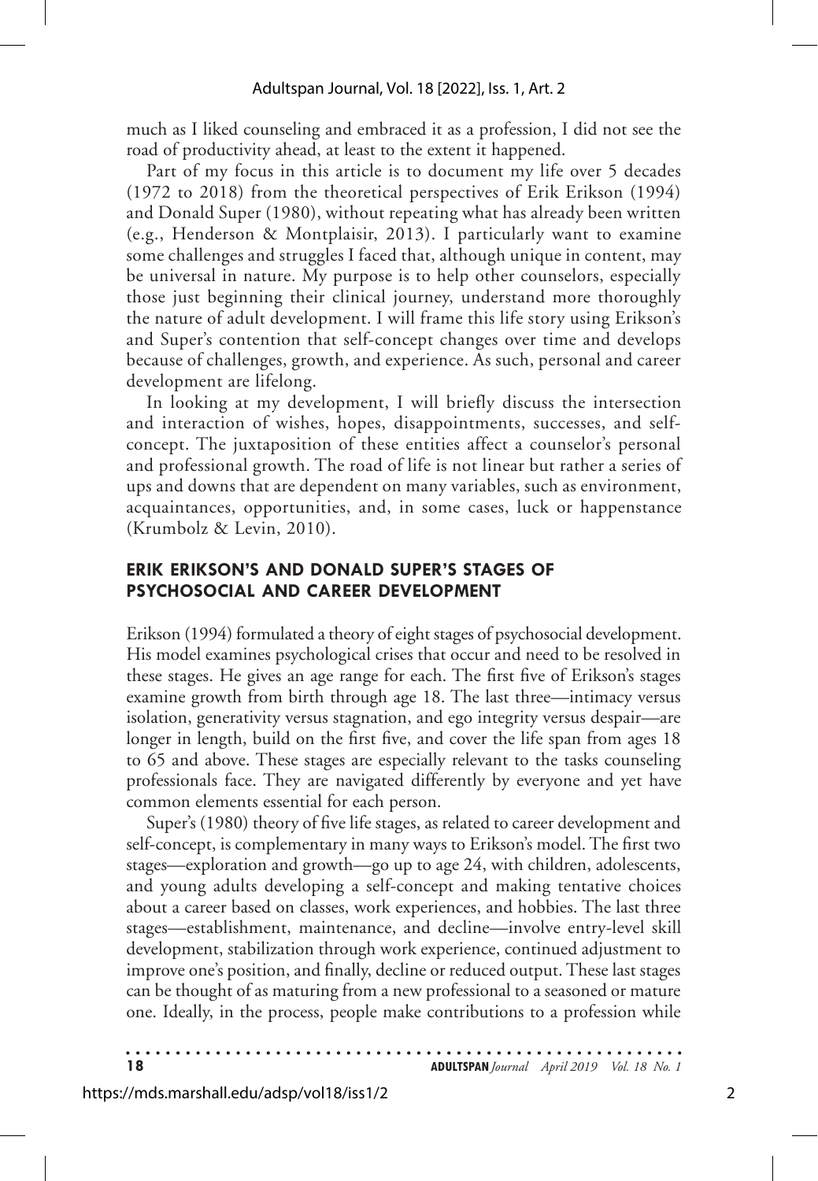much as I liked counseling and embraced it as a profession, I did not see the road of productivity ahead, at least to the extent it happened.

Part of my focus in this article is to document my life over 5 decades (1972 to 2018) from the theoretical perspectives of Erik Erikson (1994) and Donald Super (1980), without repeating what has already been written (e.g., Henderson & Montplaisir, 2013). I particularly want to examine some challenges and struggles I faced that, although unique in content, may be universal in nature. My purpose is to help other counselors, especially those just beginning their clinical journey, understand more thoroughly the nature of adult development. I will frame this life story using Erikson's and Super's contention that self-concept changes over time and develops because of challenges, growth, and experience. As such, personal and career development are lifelong.

In looking at my development, I will briefly discuss the intersection and interaction of wishes, hopes, disappointments, successes, and self-concept. The juxtaposition of these entities affect a counselor's personal and professional growth. The road of life is not linear but rather a series of ups and downs that are dependent on many variables, such as environment, acquaintances, opportunities, and, in some cases, luck or happenstance (Krumbolz & Levin, 2010).

## ERIK ERIKSON'S AND DONALD SUPER'S STAGES OF PSYCHOSOCIAL AND CAREER DEVELOPMENT

Erikson (1994) formulated a theory of eight stages of psychosocial development. His model examines psychological crises that occur and need to be resolved in these stages. He gives an age range for each. The first five of Erikson's stages examine growth from birth through age 18. The last three—intimacy versus isolation, generativity versus stagnation, and ego integrity versus despair—are longer in length, build on the first five, and cover the life span from ages 18 to 65 and above. These stages are especially relevant to the tasks counseling professionals face. They are navigated differently by everyone and yet have common elements essential for each person.

Super's (1980) theory of five life stages, as related to career development and self-concept, is complementary in many ways to Erikson's model. The first two stages—exploration and growth—go up to age 24, with children, adolescents, and young adults developing a self-concept and making tentative choices about a career based on classes, work experiences, and hobbies. The last three stages—establishment, maintenance, and decline—involve entry-level skill development, stabilization through work experience, continued adjustment to improve one's position, and finally, decline or reduced output. These last stages can be thought of as maturing from a new professional to a seasoned or mature one. Ideally, in the process, people make contributions to a profession while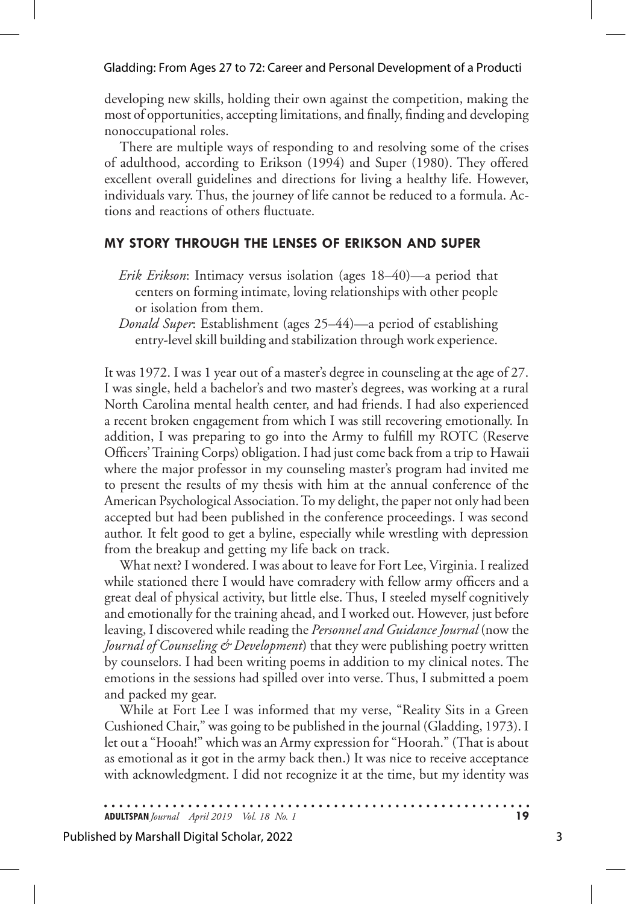developing new skills, holding their own against the competition, making the most of opportunities, accepting limitations, and finally, finding and developing nonoccupational roles.

There are multiple ways of responding to and resolving some of the crises of adulthood, according to Erikson (1994) and Super (1980). They offered excellent overall guidelines and directions for living a healthy life. However, individuals vary. Thus, the journey of life cannot be reduced to a formula. Actions and reactions of others fluctuate.

## MY STORY THROUGH THE LENSES OF ERIKSON AND SUPER

*Erik Erikson*: Intimacy versus isolation (ages 18–40)—a period that centers on forming intimate, loving relationships with other people or isolation from them.

*Donald Super*: Establishment (ages 25–44)—a period of establishing entry-level skill building and stabilization through work experience.

It was 1972. I was 1 year out of a master's degree in counseling at the age of 27. I was single, held a bachelor's and two master's degrees, was working at a rural North Carolina mental health center, and had friends. I had also experienced a recent broken engagement from which I was still recovering emotionally. In addition, I was preparing to go into the Army to fulfill my ROTC (Reserve Officers' Training Corps) obligation. I had just come back from a trip to Hawaii where the major professor in my counseling master's program had invited me to present the results of my thesis with him at the annual conference of the American Psychological Association. To my delight, the paper not only had been accepted but had been published in the conference proceedings. I was second author. It felt good to get a byline, especially while wrestling with depression from the breakup and getting my life back on track.

What next? I wondered. I was about to leave for Fort Lee, Virginia. I realized while stationed there I would have comradery with fellow army officers and a great deal of physical activity, but little else. Thus, I steeled myself cognitively and emotionally for the training ahead, and I worked out. However, just before leaving, I discovered while reading the *Personnel and Guidance Journal* (now the *Journal of Counseling & Development*) that they were publishing poetry written by counselors. I had been writing poems in addition to my clinical notes. The emotions in the sessions had spilled over into verse. Thus, I submitted a poem and packed my gear.

While at Fort Lee I was informed that my verse, "Reality Sits in a Green Cushioned Chair," was going to be published in the journal (Gladding, 1973). I let out a "Hooah!" which was an Army expression for "Hoorah." (That is about as emotional as it got in the army back then.) It was nice to receive acceptance with acknowledgment. I did not recognize it at the time, but my identity was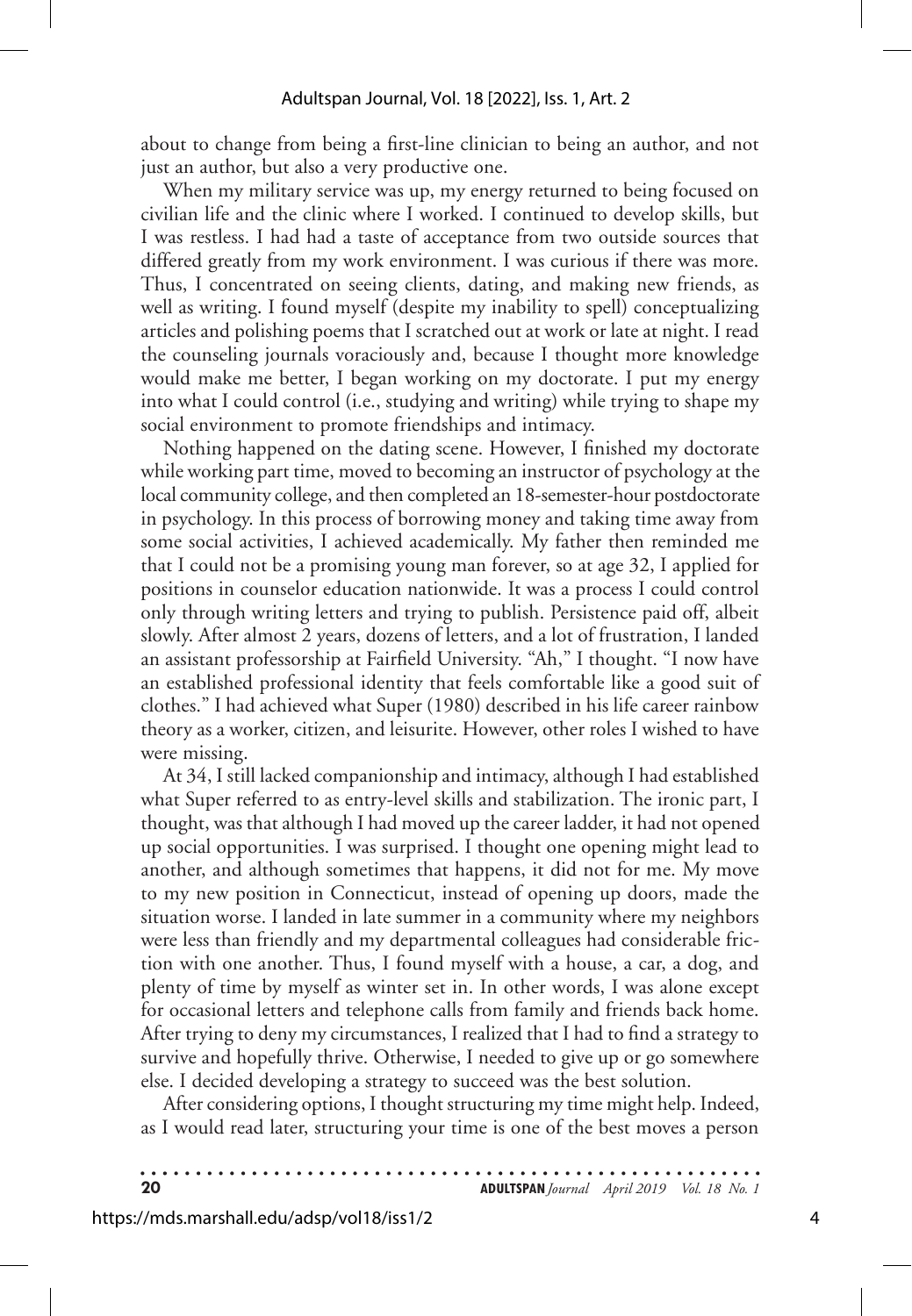about to change from being a first-line clinician to being an author, and not just an author, but also a very productive one.

When my military service was up, my energy returned to being focused on civilian life and the clinic where I worked. I continued to develop skills, but I was restless. I had had a taste of acceptance from two outside sources that differed greatly from my work environment. I was curious if there was more. Thus, I concentrated on seeing clients, dating, and making new friends, as well as writing. I found myself (despite my inability to spell) conceptualizing articles and polishing poems that I scratched out at work or late at night. I read the counseling journals voraciously and, because I thought more knowledge would make me better, I began working on my doctorate. I put my energy into what I could control (i.e., studying and writing) while trying to shape my social environment to promote friendships and intimacy.

Nothing happened on the dating scene. However, I finished my doctorate while working part time, moved to becoming an instructor of psychology at the local community college, and then completed an 18-semester-hour postdoctorate in psychology. In this process of borrowing money and taking time away from some social activities, I achieved academically. My father then reminded me that I could not be a promising young man forever, so at age 32, I applied for positions in counselor education nationwide. It was a process I could control only through writing letters and trying to publish. Persistence paid off, albeit slowly. After almost 2 years, dozens of letters, and a lot of frustration, I landed an assistant professorship at Fairfield University. "Ah," I thought. "I now have an established professional identity that feels comfortable like a good suit of clothes." I had achieved what Super (1980) described in his life career rainbow theory as a worker, citizen, and leisurite. However, other roles I wished to have were missing.

At 34, I still lacked companionship and intimacy, although I had established what Super referred to as entry-level skills and stabilization. The ironic part, I thought, was that although I had moved up the career ladder, it had not opened up social opportunities. I was surprised. I thought one opening might lead to another, and although sometimes that happens, it did not for me. My move to my new position in Connecticut, instead of opening up doors, made the situation worse. I landed in late summer in a community where my neighbors were less than friendly and my departmental colleagues had considerable friction with one another. Thus, I found myself with a house, a car, a dog, and plenty of time by myself as winter set in. In other words, I was alone except for occasional letters and telephone calls from family and friends back home. After trying to deny my circumstances, I realized that I had to find a strategy to survive and hopefully thrive. Otherwise, I needed to give up or go somewhere else. I decided developing a strategy to succeed was the best solution.

After considering options, I thought structuring my time might help. Indeed, as I would read later, structuring your time is one of the best moves a person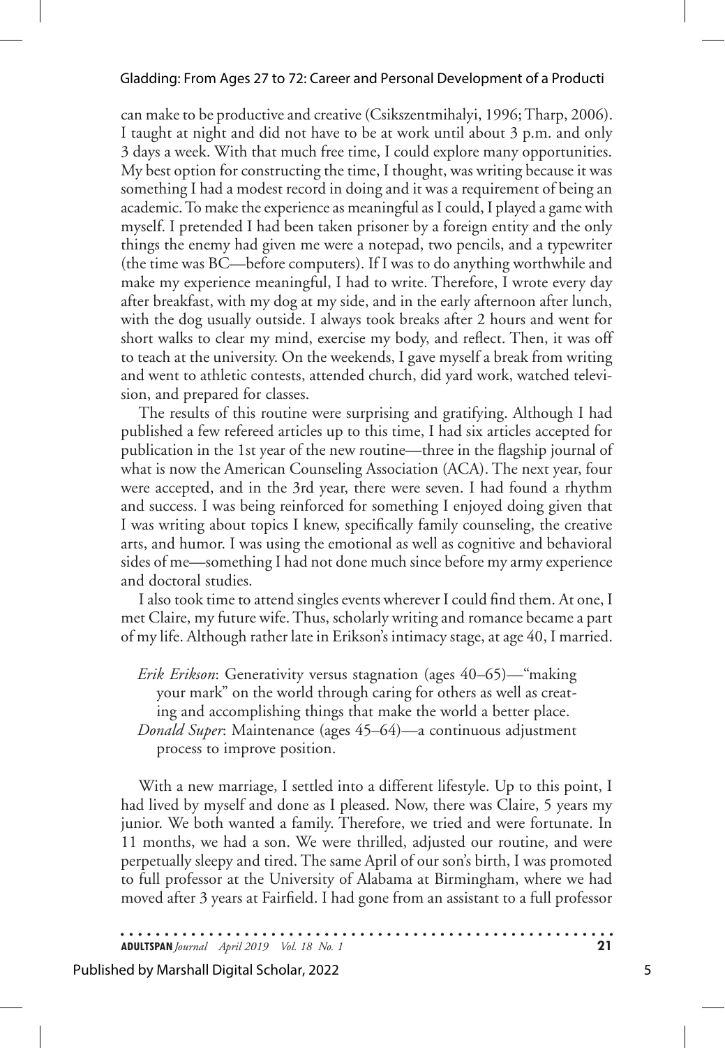can make to be productive and creative (Csikszentmihalyi, 1996; Tharp, 2006). I taught at night and did not have to be at work until about 3 p.m. and only 3 days a week. With that much free time, I could explore many opportunities. My best option for constructing the time, I thought, was writing because it was something I had a modest record in doing and it was a requirement of being an academic. To make the experience as meaningful as I could, I played a game with myself. I pretended I had been taken prisoner by a foreign entity and the only things the enemy had given me were a notepad, two pencils, and a typewriter (the time was BC—before computers). If I was to do anything worthwhile and make my experience meaningful, I had to write. Therefore, I wrote every day after breakfast, with my dog at my side, and in the early afternoon after lunch, with the dog usually outside. I always took breaks after 2 hours and went for short walks to clear my mind, exercise my body, and reflect. Then, it was off to teach at the university. On the weekends, I gave myself a break from writing and went to athletic contests, attended church, did yard work, watched television, and prepared for classes.

The results of this routine were surprising and gratifying. Although I had published a few refereed articles up to this time, I had six articles accepted for publication in the 1st year of the new routine—three in the flagship journal of what is now the American Counseling Association (ACA). The next year, four were accepted, and in the 3rd year, there were seven. I had found a rhythm and success. I was being reinforced for something I enjoyed doing given that I was writing about topics I knew, specifically family counseling, the creative arts, and humor. I was using the emotional as well as cognitive and behavioral sides of me—something I had not done much since before my army experience and doctoral studies.

I also took time to attend singles events wherever I could find them. At one, I met Claire, my future wife. Thus, scholarly writing and romance became a part of my life. Although rather late in Erikson's intimacy stage, at age 40, I married.

> *Erik Erikson*: Generativity versus stagnation (ages 40–65)—"making your mark" on the world through caring for others as well as creating and accomplishing things that make the world a better place.
>
> *Donald Super*: Maintenance (ages 45–64)—a continuous adjustment process to improve position.

With a new marriage, I settled into a different lifestyle. Up to this point, I had lived by myself and done as I pleased. Now, there was Claire, 5 years my junior. We both wanted a family. Therefore, we tried and were fortunate. In 11 months, we had a son. We were thrilled, adjusted our routine, and were perpetually sleepy and tired. The same April of our son's birth, I was promoted to full professor at the University of Alabama at Birmingham, where we had moved after 3 years at Fairfield. I had gone from an assistant to a full professor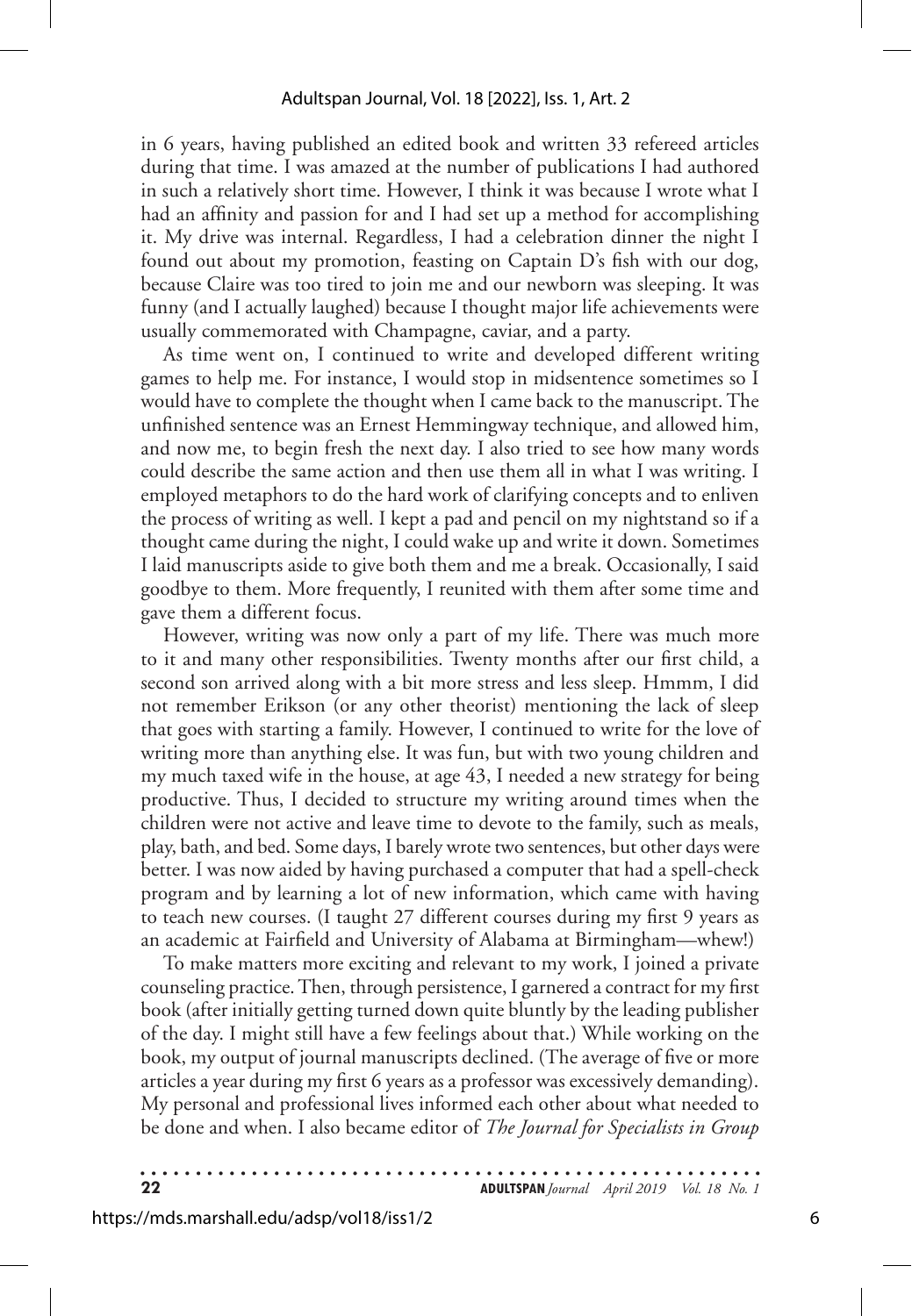in 6 years, having published an edited book and written 33 refereed articles during that time. I was amazed at the number of publications I had authored in such a relatively short time. However, I think it was because I wrote what I had an affinity and passion for and I had set up a method for accomplishing it. My drive was internal. Regardless, I had a celebration dinner the night I found out about my promotion, feasting on Captain D's fish with our dog, because Claire was too tired to join me and our newborn was sleeping. It was funny (and I actually laughed) because I thought major life achievements were usually commemorated with Champagne, caviar, and a party.

As time went on, I continued to write and developed different writing games to help me. For instance, I would stop in midsentence sometimes so I would have to complete the thought when I came back to the manuscript. The unfinished sentence was an Ernest Hemmingway technique, and allowed him, and now me, to begin fresh the next day. I also tried to see how many words could describe the same action and then use them all in what I was writing. I employed metaphors to do the hard work of clarifying concepts and to enliven the process of writing as well. I kept a pad and pencil on my nightstand so if a thought came during the night, I could wake up and write it down. Sometimes I laid manuscripts aside to give both them and me a break. Occasionally, I said goodbye to them. More frequently, I reunited with them after some time and gave them a different focus.

However, writing was now only a part of my life. There was much more to it and many other responsibilities. Twenty months after our first child, a second son arrived along with a bit more stress and less sleep. Hmmm, I did not remember Erikson (or any other theorist) mentioning the lack of sleep that goes with starting a family. However, I continued to write for the love of writing more than anything else. It was fun, but with two young children and my much taxed wife in the house, at age 43, I needed a new strategy for being productive. Thus, I decided to structure my writing around times when the children were not active and leave time to devote to the family, such as meals, play, bath, and bed. Some days, I barely wrote two sentences, but other days were better. I was now aided by having purchased a computer that had a spell-check program and by learning a lot of new information, which came with having to teach new courses. (I taught 27 different courses during my first 9 years as an academic at Fairfield and University of Alabama at Birmingham—whew!)

To make matters more exciting and relevant to my work, I joined a private counseling practice. Then, through persistence, I garnered a contract for my first book (after initially getting turned down quite bluntly by the leading publisher of the day. I might still have a few feelings about that.) While working on the book, my output of journal manuscripts declined. (The average of five or more articles a year during my first 6 years as a professor was excessively demanding). My personal and professional lives informed each other about what needed to be done and when. I also became editor of *The Journal for Specialists in Group*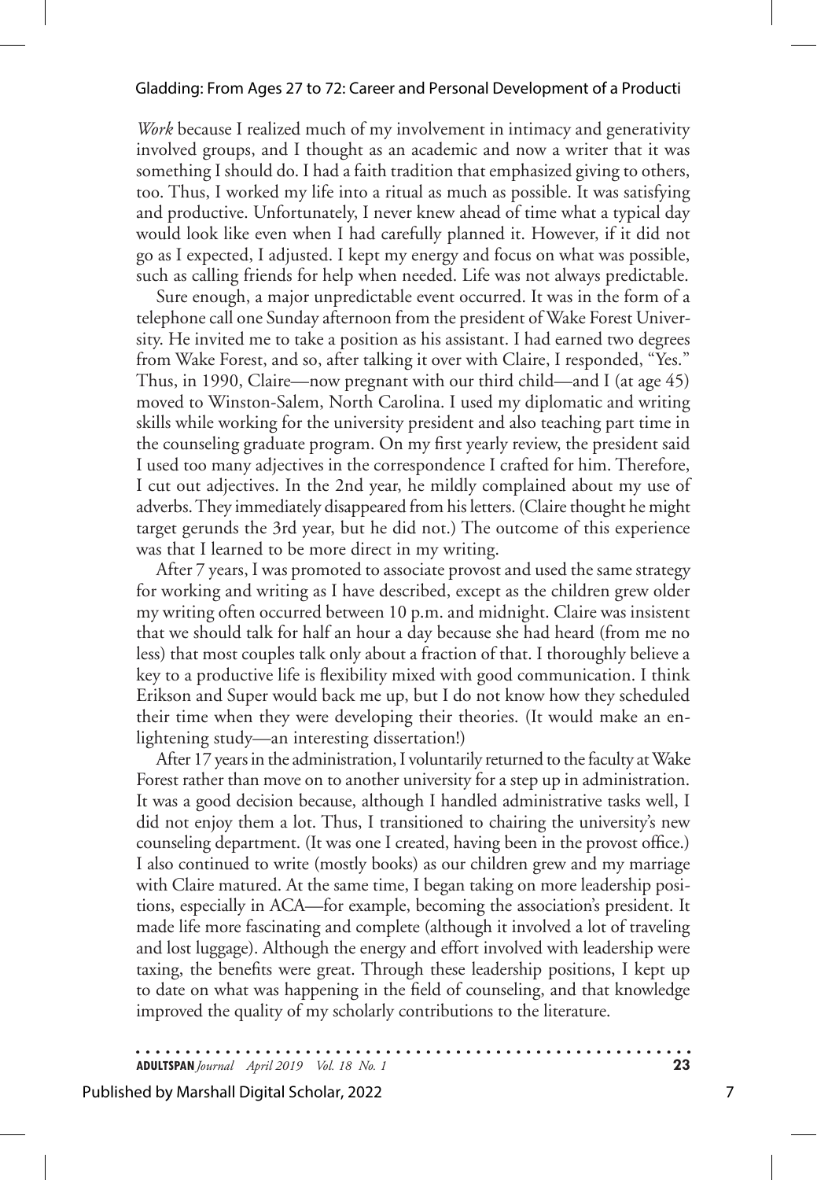*Work* because I realized much of my involvement in intimacy and generativity involved groups, and I thought as an academic and now a writer that it was something I should do. I had a faith tradition that emphasized giving to others, too. Thus, I worked my life into a ritual as much as possible. It was satisfying and productive. Unfortunately, I never knew ahead of time what a typical day would look like even when I had carefully planned it. However, if it did not go as I expected, I adjusted. I kept my energy and focus on what was possible, such as calling friends for help when needed. Life was not always predictable.

Sure enough, a major unpredictable event occurred. It was in the form of a telephone call one Sunday afternoon from the president of Wake Forest University. He invited me to take a position as his assistant. I had earned two degrees from Wake Forest, and so, after talking it over with Claire, I responded, "Yes." Thus, in 1990, Claire—now pregnant with our third child—and I (at age 45) moved to Winston-Salem, North Carolina. I used my diplomatic and writing skills while working for the university president and also teaching part time in the counseling graduate program. On my first yearly review, the president said I used too many adjectives in the correspondence I crafted for him. Therefore, I cut out adjectives. In the 2nd year, he mildly complained about my use of adverbs. They immediately disappeared from his letters. (Claire thought he might target gerunds the 3rd year, but he did not.) The outcome of this experience was that I learned to be more direct in my writing.

After 7 years, I was promoted to associate provost and used the same strategy for working and writing as I have described, except as the children grew older my writing often occurred between 10 p.m. and midnight. Claire was insistent that we should talk for half an hour a day because she had heard (from me no less) that most couples talk only about a fraction of that. I thoroughly believe a key to a productive life is flexibility mixed with good communication. I think Erikson and Super would back me up, but I do not know how they scheduled their time when they were developing their theories. (It would make an enlightening study—an interesting dissertation!)

After 17 years in the administration, I voluntarily returned to the faculty at Wake Forest rather than move on to another university for a step up in administration. It was a good decision because, although I handled administrative tasks well, I did not enjoy them a lot. Thus, I transitioned to chairing the university's new counseling department. (It was one I created, having been in the provost office.) I also continued to write (mostly books) as our children grew and my marriage with Claire matured. At the same time, I began taking on more leadership positions, especially in ACA—for example, becoming the association's president. It made life more fascinating and complete (although it involved a lot of traveling and lost luggage). Although the energy and effort involved with leadership were taxing, the benefits were great. Through these leadership positions, I kept up to date on what was happening in the field of counseling, and that knowledge improved the quality of my scholarly contributions to the literature.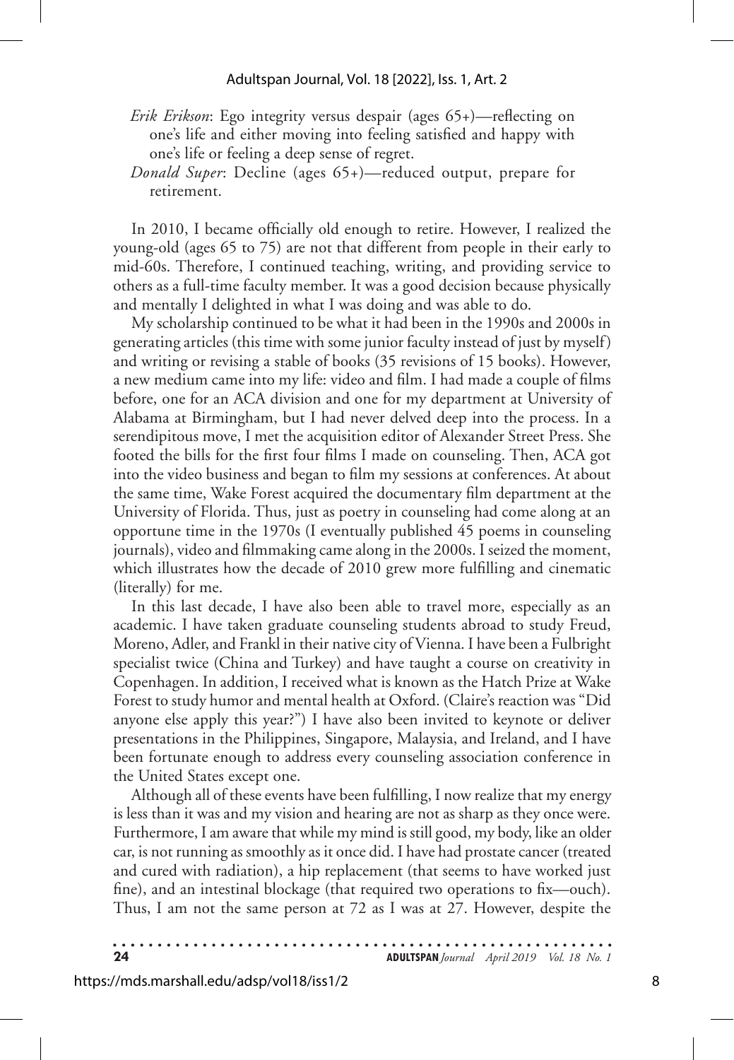*Erik Erikson*: Ego integrity versus despair (ages 65+)—reflecting on one's life and either moving into feeling satisfied and happy with one's life or feeling a deep sense of regret.

*Donald Super*: Decline (ages 65+)—reduced output, prepare for retirement.

In 2010, I became officially old enough to retire. However, I realized the young-old (ages 65 to 75) are not that different from people in their early to mid-60s. Therefore, I continued teaching, writing, and providing service to others as a full-time faculty member. It was a good decision because physically and mentally I delighted in what I was doing and was able to do.

My scholarship continued to be what it had been in the 1990s and 2000s in generating articles (this time with some junior faculty instead of just by myself) and writing or revising a stable of books (35 revisions of 15 books). However, a new medium came into my life: video and film. I had made a couple of films before, one for an ACA division and one for my department at University of Alabama at Birmingham, but I had never delved deep into the process. In a serendipitous move, I met the acquisition editor of Alexander Street Press. She footed the bills for the first four films I made on counseling. Then, ACA got into the video business and began to film my sessions at conferences. At about the same time, Wake Forest acquired the documentary film department at the University of Florida. Thus, just as poetry in counseling had come along at an opportune time in the 1970s (I eventually published 45 poems in counseling journals), video and filmmaking came along in the 2000s. I seized the moment, which illustrates how the decade of 2010 grew more fulfilling and cinematic (literally) for me.

In this last decade, I have also been able to travel more, especially as an academic. I have taken graduate counseling students abroad to study Freud, Moreno, Adler, and Frankl in their native city of Vienna. I have been a Fulbright specialist twice (China and Turkey) and have taught a course on creativity in Copenhagen. In addition, I received what is known as the Hatch Prize at Wake Forest to study humor and mental health at Oxford. (Claire's reaction was "Did anyone else apply this year?") I have also been invited to keynote or deliver presentations in the Philippines, Singapore, Malaysia, and Ireland, and I have been fortunate enough to address every counseling association conference in the United States except one.

Although all of these events have been fulfilling, I now realize that my energy is less than it was and my vision and hearing are not as sharp as they once were. Furthermore, I am aware that while my mind is still good, my body, like an older car, is not running as smoothly as it once did. I have had prostate cancer (treated and cured with radiation), a hip replacement (that seems to have worked just fine), and an intestinal blockage (that required two operations to fix—ouch). Thus, I am not the same person at 72 as I was at 27. However, despite the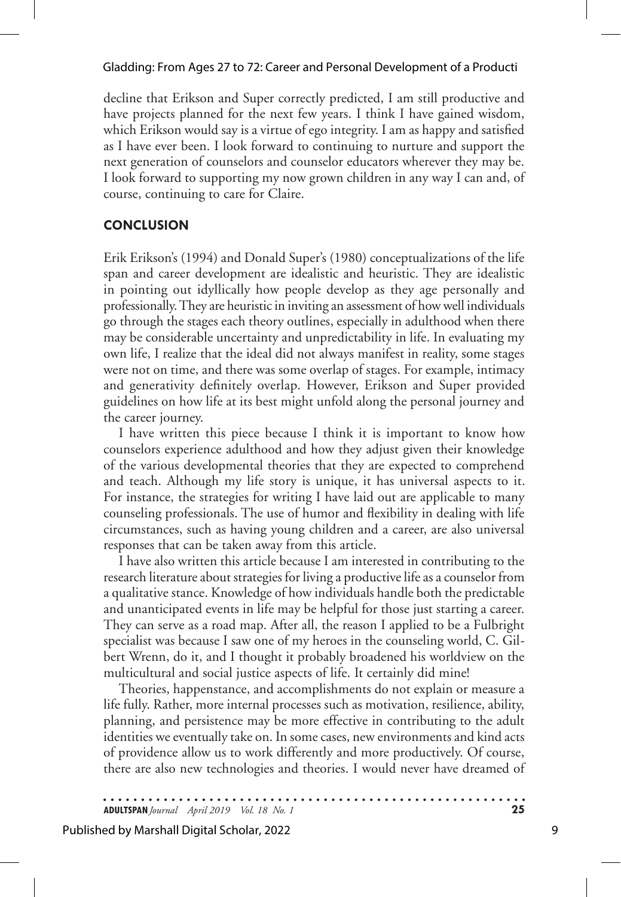decline that Erikson and Super correctly predicted, I am still productive and have projects planned for the next few years. I think I have gained wisdom, which Erikson would say is a virtue of ego integrity. I am as happy and satisfied as I have ever been. I look forward to continuing to nurture and support the next generation of counselors and counselor educators wherever they may be. I look forward to supporting my now grown children in any way I can and, of course, continuing to care for Claire.

## CONCLUSION

Erik Erikson's (1994) and Donald Super's (1980) conceptualizations of the life span and career development are idealistic and heuristic. They are idealistic in pointing out idyllically how people develop as they age personally and professionally. They are heuristic in inviting an assessment of how well individuals go through the stages each theory outlines, especially in adulthood when there may be considerable uncertainty and unpredictability in life. In evaluating my own life, I realize that the ideal did not always manifest in reality, some stages were not on time, and there was some overlap of stages. For example, intimacy and generativity definitely overlap. However, Erikson and Super provided guidelines on how life at its best might unfold along the personal journey and the career journey.

I have written this piece because I think it is important to know how counselors experience adulthood and how they adjust given their knowledge of the various developmental theories that they are expected to comprehend and teach. Although my life story is unique, it has universal aspects to it. For instance, the strategies for writing I have laid out are applicable to many counseling professionals. The use of humor and flexibility in dealing with life circumstances, such as having young children and a career, are also universal responses that can be taken away from this article.

I have also written this article because I am interested in contributing to the research literature about strategies for living a productive life as a counselor from a qualitative stance. Knowledge of how individuals handle both the predictable and unanticipated events in life may be helpful for those just starting a career. They can serve as a road map. After all, the reason I applied to be a Fulbright specialist was because I saw one of my heroes in the counseling world, C. Gilbert Wrenn, do it, and I thought it probably broadened his worldview on the multicultural and social justice aspects of life. It certainly did mine!

Theories, happenstance, and accomplishments do not explain or measure a life fully. Rather, more internal processes such as motivation, resilience, ability, planning, and persistence may be more effective in contributing to the adult identities we eventually take on. In some cases, new environments and kind acts of providence allow us to work differently and more productively. Of course, there are also new technologies and theories. I would never have dreamed of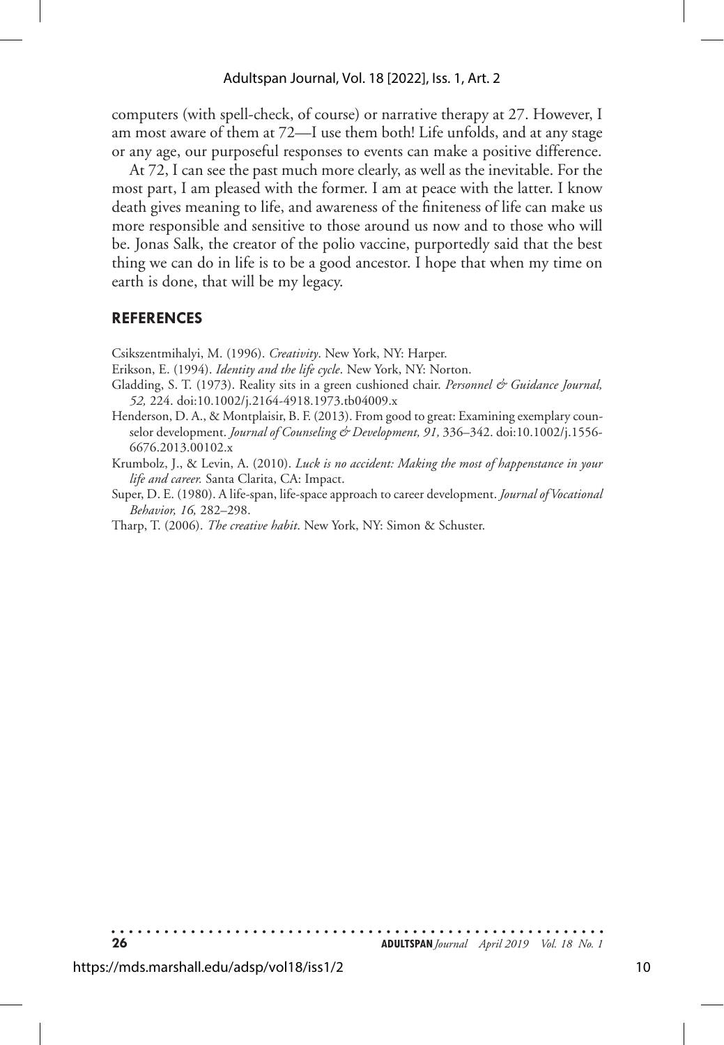computers (with spell-check, of course) or narrative therapy at 27. However, I am most aware of them at 72—I use them both! Life unfolds, and at any stage or any age, our purposeful responses to events can make a positive difference.

At 72, I can see the past much more clearly, as well as the inevitable. For the most part, I am pleased with the former. I am at peace with the latter. I know death gives meaning to life, and awareness of the finiteness of life can make us more responsible and sensitive to those around us now and to those who will be. Jonas Salk, the creator of the polio vaccine, purportedly said that the best thing we can do in life is to be a good ancestor. I hope that when my time on earth is done, that will be my legacy.

## REFERENCES

Csikszentmihalyi, M. (1996). *Creativity*. New York, NY: Harper.

Erikson, E. (1994). *Identity and the life cycle*. New York, NY: Norton.

Gladding, S. T. (1973). Reality sits in a green cushioned chair. *Personnel & Guidance Journal, 52,* 224. doi:10.1002/j.2164-4918.1973.tb04009.x

Henderson, D. A., & Montplaisir, B. F. (2013). From good to great: Examining exemplary counselor development. *Journal of Counseling & Development, 91,* 336–342. doi:10.1002/j.1556-6676.2013.00102.x

Krumbolz, J., & Levin, A. (2010). *Luck is no accident: Making the most of happenstance in your life and career.* Santa Clarita, CA: Impact.

Super, D. E. (1980). A life-span, life-space approach to career development. *Journal of Vocational Behavior, 16,* 282–298.

Tharp, T. (2006). *The creative habit*. New York, NY: Simon & Schuster.